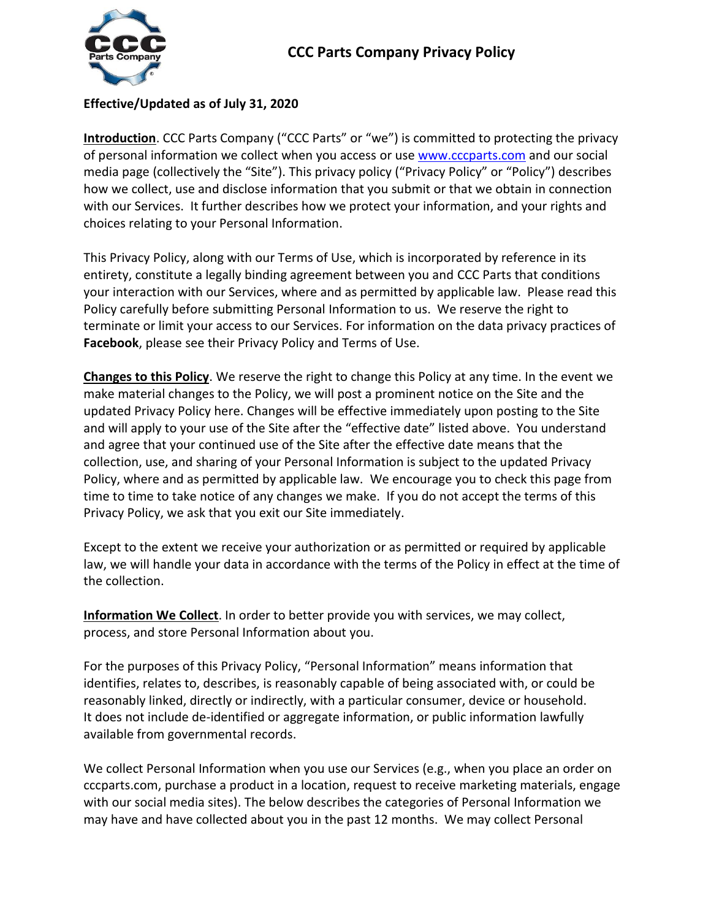# CCC Parts Company Privacy Policy

**Effective/Updated as of July 31, 2020**

**Introduction**. CCC Parts Company ("CCC Parts" or "we") is committed to protecting the privacy of personal information we collect when you access or use www.cccparts.com and our social media page (collectively the "Site"). This privacy policy ("Privacy Policy" or "Policy") describes how we collect, use and disclose information that you submit or that we obtain in connection with our Services. It further describes how we protect your information, and your rights and choices relating to your Personal Information.

This Privacy Policy, along with our Terms of Use, which is incorporated by reference in its entirety, constitute a legally binding agreement between you and CCC Parts that conditions your interaction with our Services, where and as permitted by applicable law. Please read this Policy carefully before submitting Personal Information to us. We reserve the right to terminate or limit your access to our Services. For information on the data privacy practices of **Facebook**, please see their Privacy Policy and Terms of Use.

**Changes to this Policy**. We reserve the right to change this Policy at any time. In the event we make material changes to the Policy, we will post a prominent notice on the Site and the updated Privacy Policy here. Changes will be effective immediately upon posting to the Site and will apply to your use of the Site after the "effective date" listed above. You understand and agree that your continued use of the Site after the effective date means that the collection, use, and sharing of your Personal Information is subject to the updated Privacy Policy, where and as permitted by applicable law. We encourage you to check this page from time to time to take notice of any changes we make. If you do not accept the terms of this Privacy Policy, we ask that you exit our Site immediately.

Except to the extent we receive your authorization or as permitted or required by applicable law, we will handle your data in accordance with the terms of the Policy in effect at the time of the collection.

**Information We Collect**. In order to better provide you with services, we may collect, process, and store Personal Information about you.

For the purposes of this Privacy Policy, "Personal Information" means information that identifies, relates to, describes, is reasonably capable of being associated with, or could be reasonably linked, directly or indirectly, with a particular consumer, device or household. It does not include de-identified or aggregate information, or public information lawfully available from governmental records.

We collect Personal Information when you use our Services (e.g., when you place an order on cccparts.com, purchase a product in a location, request to receive marketing materials, engage with our social media sites). The below describes the categories of Personal Information we may have and have collected about you in the past 12 months. We may collect Personal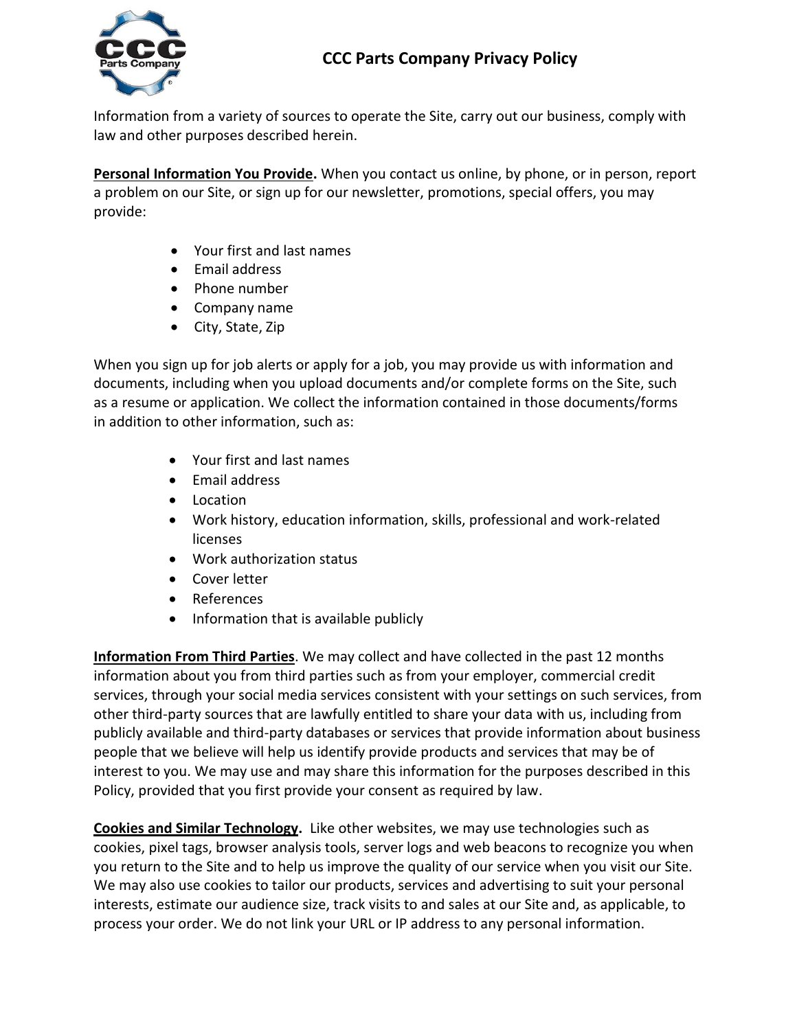Information from a variety of sources to operate the Site, carry out our business, comply with law and other purposes described herein.

**Personal Information You Provide.** When you contact us online, by phone, or in person, report a problem on our Site, or sign up for our newsletter, promotions, special offers, you may provide:

- Your first and last names
- Email address
- Phone number
- Company name
- City, State, Zip

When you sign up for job alerts or apply for a job, you may provide us with information and documents, including when you upload documents and/or complete forms on the Site, such as a resume or application. We collect the information contained in those documents/forms in addition to other information, such as:

- Your first and last names
- Email address
- Location
- Work history, education information, skills, professional and work-related licenses
- Work authorization status
- Cover letter
- References
- Information that is available publicly

**Information From Third Parties**. We may collect and have collected in the past 12 months information about you from third parties such as from your employer, commercial credit services, through your social media services consistent with your settings on such services, from other third-party sources that are lawfully entitled to share your data with us, including from publicly available and third-party databases or services that provide information about business people that we believe will help us identify provide products and services that may be of interest to you. We may use and may share this information for the purposes described in this Policy, provided that you first provide your consent as required by law.

**Cookies and Similar Technology.** Like other websites, we may use technologies such as cookies, pixel tags, browser analysis tools, server logs and web beacons to recognize you when you return to the Site and to help us improve the quality of our service when you visit our Site. We may also use cookies to tailor our products, services and advertising to suit your personal interests, estimate our audience size, track visits to and sales at our Site and, as applicable, to process your order. We do not link your URL or IP address to any personal information.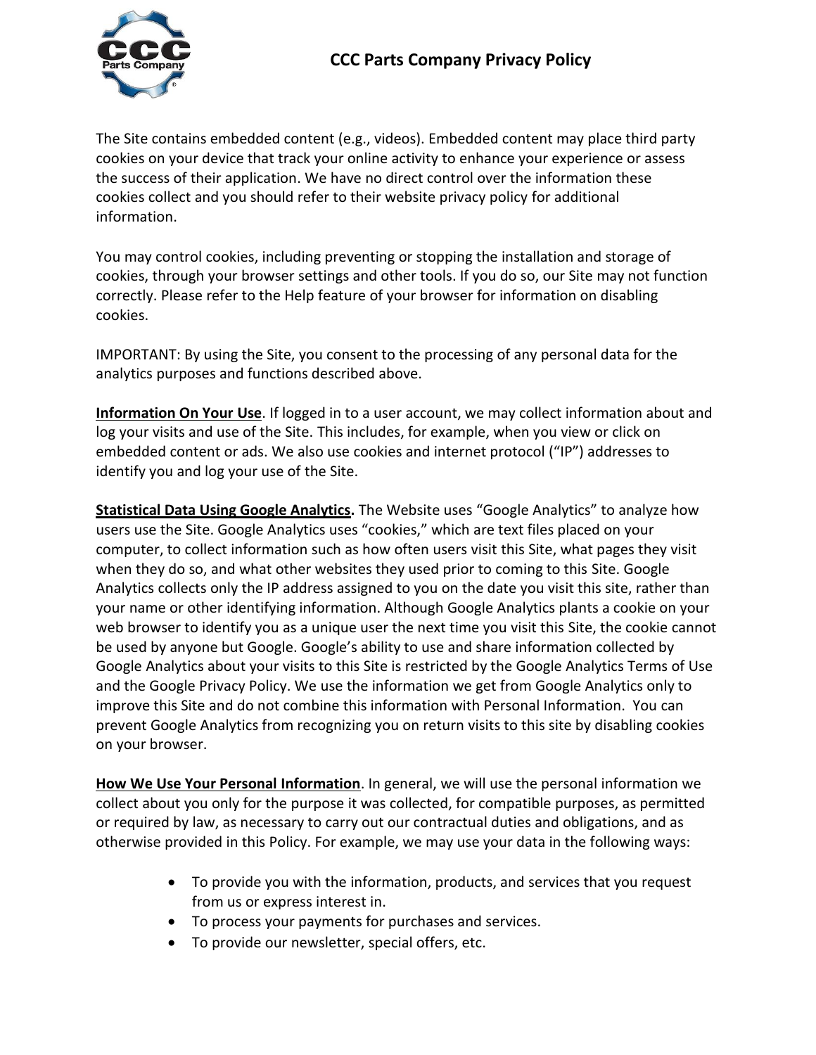The Site contains embedded content (e.g., videos). Embedded content may place third party cookies on your device that track your online activity to enhance your experience or assess the success of their application. We have no direct control over the information these cookies collect and you should refer to their website privacy policy for additional information.

You may control cookies, including preventing or stopping the installation and storage of cookies, through your browser settings and other tools. If you do so, our Site may not function correctly. Please refer to the Help feature of your browser for information on disabling cookies.

IMPORTANT: By using the Site, you consent to the processing of any personal data for the analytics purposes and functions described above.

**Information On Your Use**. If logged in to a user account, we may collect information about and log your visits and use of the Site. This includes, for example, when you view or click on embedded content or ads. We also use cookies and internet protocol ("IP") addresses to identify you and log your use of the Site.

**Statistical Data Using Google Analytics.** The Website uses "Google Analytics" to analyze how users use the Site. Google Analytics uses "cookies," which are text files placed on your computer, to collect information such as how often users visit this Site, what pages they visit when they do so, and what other websites they used prior to coming to this Site. Google Analytics collects only the IP address assigned to you on the date you visit this site, rather than your name or other identifying information. Although Google Analytics plants a cookie on your web browser to identify you as a unique user the next time you visit this Site, the cookie cannot be used by anyone but Google. Google's ability to use and share information collected by Google Analytics about your visits to this Site is restricted by the Google Analytics Terms of Use and the Google Privacy Policy. We use the information we get from Google Analytics only to improve this Site and do not combine this information with Personal Information. You can prevent Google Analytics from recognizing you on return visits to this site by disabling cookies on your browser.

**How We Use Your Personal Information**. In general, we will use the personal information we collect about you only for the purpose it was collected, for compatible purposes, as permitted or required by law, as necessary to carry out our contractual duties and obligations, and as otherwise provided in this Policy. For example, we may use your data in the following ways:

- To provide you with the information, products, and services that you request from us or express interest in.
- To process your payments for purchases and services.
- To provide our newsletter, special offers, etc.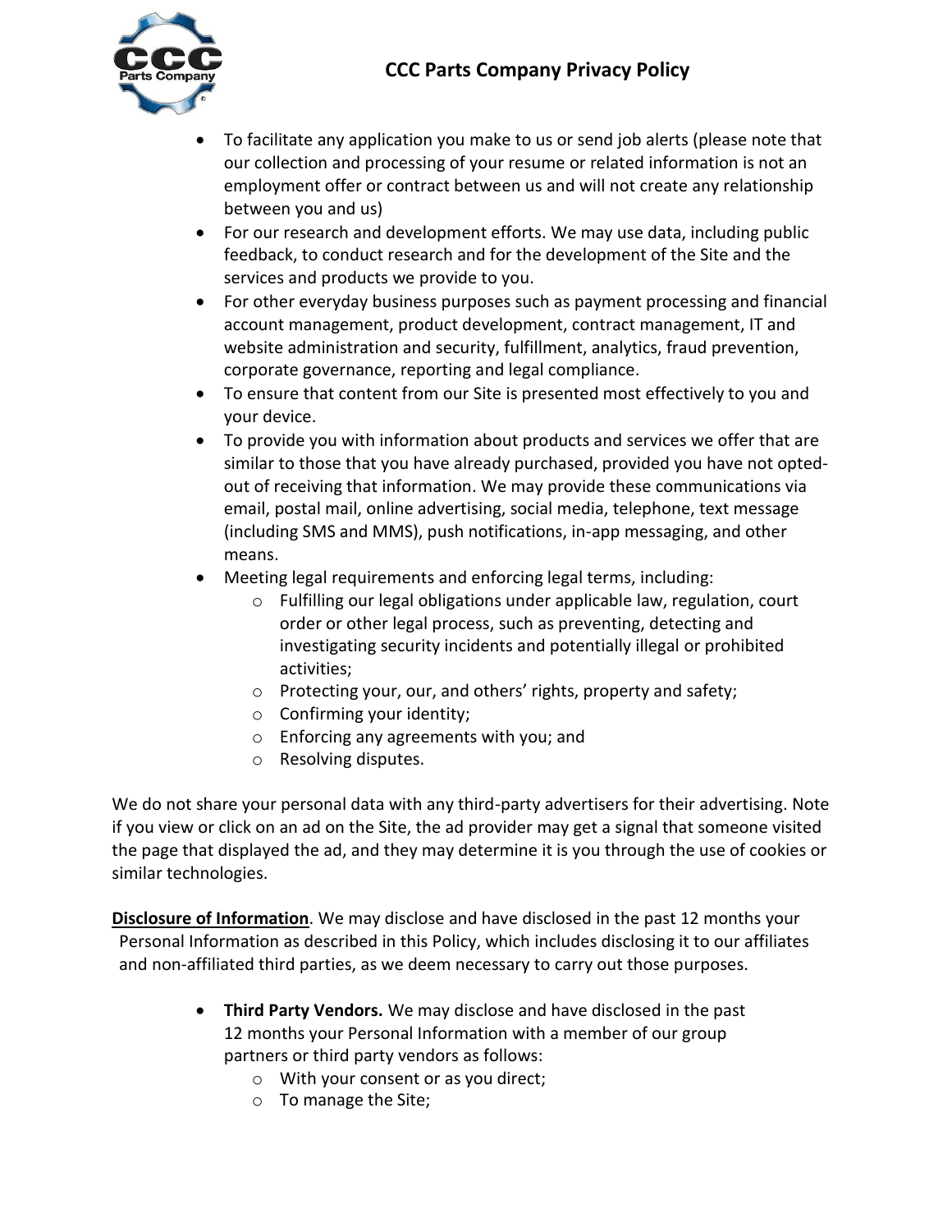- To facilitate any application you make to us or send job alerts (please note that our collection and processing of your resume or related information is not an employment offer or contract between us and will not create any relationship between you and us)
- For our research and development efforts. We may use data, including public feedback, to conduct research and for the development of the Site and the services and products we provide to you.
- For other everyday business purposes such as payment processing and financial account management, product development, contract management, IT and website administration and security, fulfillment, analytics, fraud prevention, corporate governance, reporting and legal compliance.
- To ensure that content from our Site is presented most effectively to you and your device.
- To provide you with information about products and services we offer that are similar to those that you have already purchased, provided you have not opted-out of receiving that information. We may provide these communications via email, postal mail, online advertising, social media, telephone, text message (including SMS and MMS), push notifications, in-app messaging, and other means.
- Meeting legal requirements and enforcing legal terms, including:
    - Fulfilling our legal obligations under applicable law, regulation, court order or other legal process, such as preventing, detecting and investigating security incidents and potentially illegal or prohibited activities;
    - Protecting your, our, and others' rights, property and safety;
    - Confirming your identity;
    - Enforcing any agreements with you; and
    - Resolving disputes.

We do not share your personal data with any third-party advertisers for their advertising. Note if you view or click on an ad on the Site, the ad provider may get a signal that someone visited the page that displayed the ad, and they may determine it is you through the use of cookies or similar technologies.

**Disclosure of Information**. We may disclose and have disclosed in the past 12 months your Personal Information as described in this Policy, which includes disclosing it to our affiliates and non-affiliated third parties, as we deem necessary to carry out those purposes.

- **Third Party Vendors.** We may disclose and have disclosed in the past 12 months your Personal Information with a member of our group partners or third party vendors as follows:
    - With your consent or as you direct;
    - To manage the Site;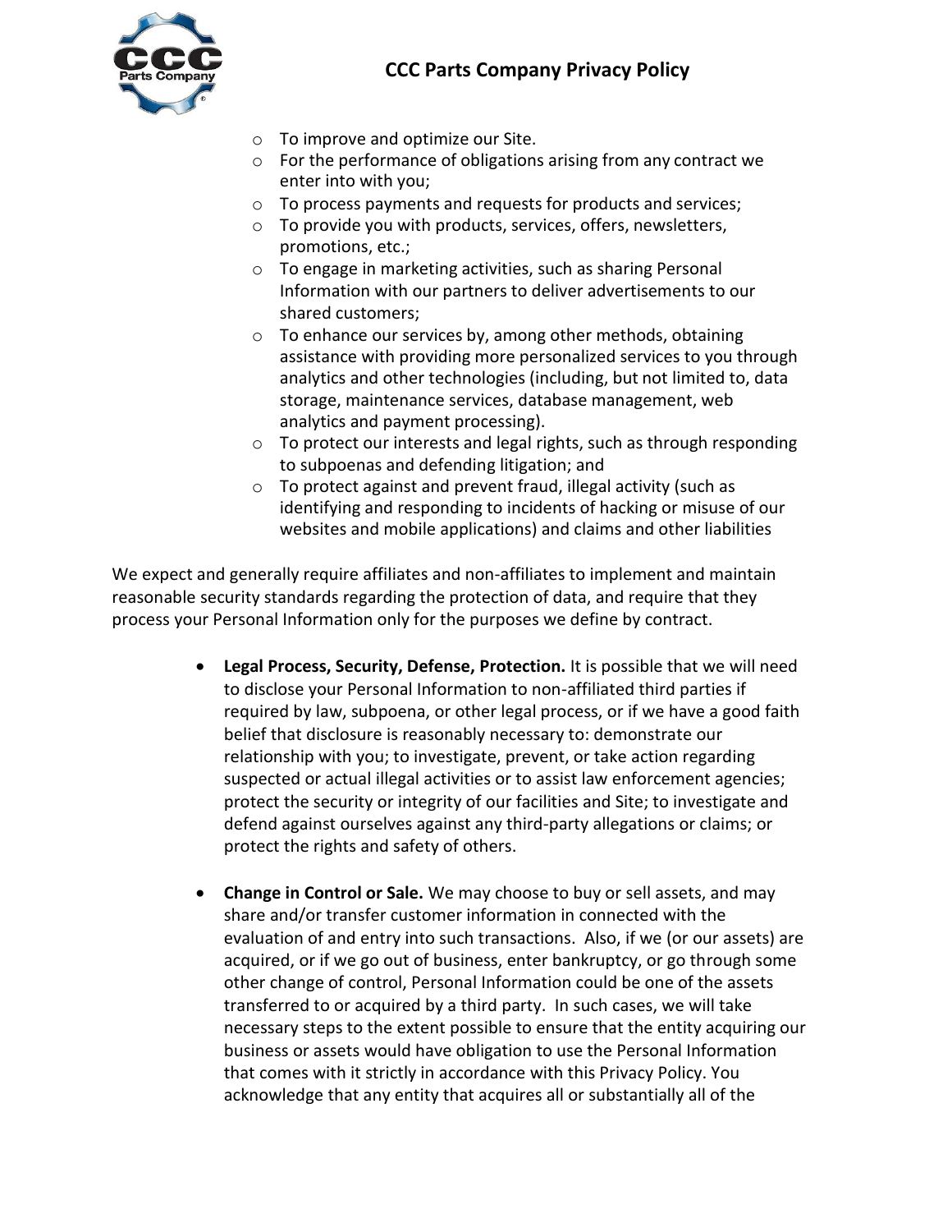- To improve and optimize our Site.
- For the performance of obligations arising from any contract we enter into with you;
- To process payments and requests for products and services;
- To provide you with products, services, offers, newsletters, promotions, etc.;
- To engage in marketing activities, such as sharing Personal Information with our partners to deliver advertisements to our shared customers;
- To enhance our services by, among other methods, obtaining assistance with providing more personalized services to you through analytics and other technologies (including, but not limited to, data storage, maintenance services, database management, web analytics and payment processing).
- To protect our interests and legal rights, such as through responding to subpoenas and defending litigation; and
- To protect against and prevent fraud, illegal activity (such as identifying and responding to incidents of hacking or misuse of our websites and mobile applications) and claims and other liabilities

We expect and generally require affiliates and non-affiliates to implement and maintain reasonable security standards regarding the protection of data, and require that they process your Personal Information only for the purposes we define by contract.

- **Legal Process, Security, Defense, Protection.** It is possible that we will need to disclose your Personal Information to non-affiliated third parties if required by law, subpoena, or other legal process, or if we have a good faith belief that disclosure is reasonably necessary to: demonstrate our relationship with you; to investigate, prevent, or take action regarding suspected or actual illegal activities or to assist law enforcement agencies; protect the security or integrity of our facilities and Site; to investigate and defend against ourselves against any third-party allegations or claims; or protect the rights and safety of others.

- **Change in Control or Sale.** We may choose to buy or sell assets, and may share and/or transfer customer information in connected with the evaluation of and entry into such transactions. Also, if we (or our assets) are acquired, or if we go out of business, enter bankruptcy, or go through some other change of control, Personal Information could be one of the assets transferred to or acquired by a third party. In such cases, we will take necessary steps to the extent possible to ensure that the entity acquiring our business or assets would have obligation to use the Personal Information that comes with it strictly in accordance with this Privacy Policy. You acknowledge that any entity that acquires all or substantially all of the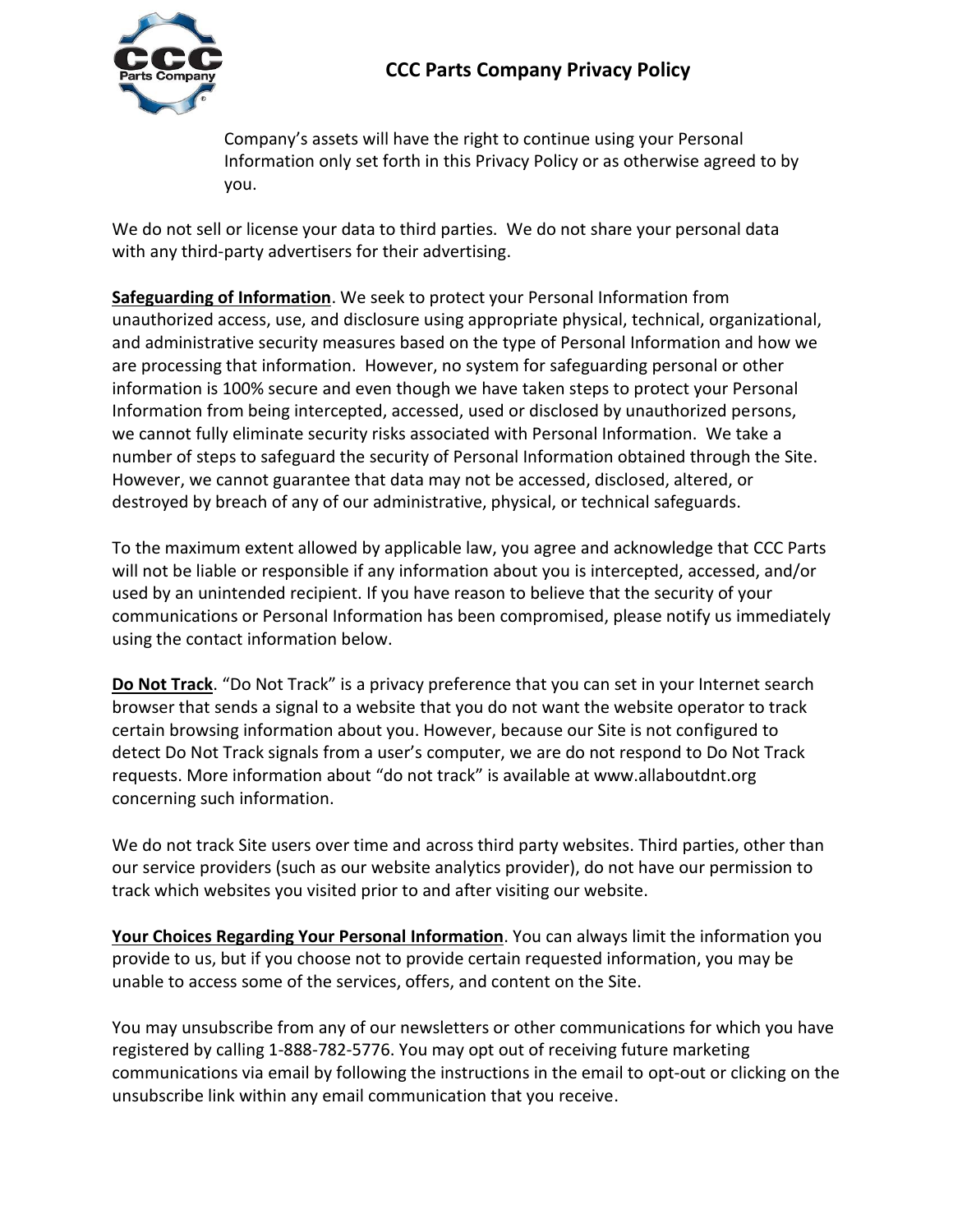Company's assets will have the right to continue using your Personal Information only set forth in this Privacy Policy or as otherwise agreed to by you.

We do not sell or license your data to third parties. We do not share your personal data with any third-party advertisers for their advertising.

**Safeguarding of Information**. We seek to protect your Personal Information from unauthorized access, use, and disclosure using appropriate physical, technical, organizational, and administrative security measures based on the type of Personal Information and how we are processing that information. However, no system for safeguarding personal or other information is 100% secure and even though we have taken steps to protect your Personal Information from being intercepted, accessed, used or disclosed by unauthorized persons, we cannot fully eliminate security risks associated with Personal Information. We take a number of steps to safeguard the security of Personal Information obtained through the Site. However, we cannot guarantee that data may not be accessed, disclosed, altered, or destroyed by breach of any of our administrative, physical, or technical safeguards.

To the maximum extent allowed by applicable law, you agree and acknowledge that CCC Parts will not be liable or responsible if any information about you is intercepted, accessed, and/or used by an unintended recipient. If you have reason to believe that the security of your communications or Personal Information has been compromised, please notify us immediately using the contact information below.

**Do Not Track**. "Do Not Track" is a privacy preference that you can set in your Internet search browser that sends a signal to a website that you do not want the website operator to track certain browsing information about you. However, because our Site is not configured to detect Do Not Track signals from a user's computer, we are do not respond to Do Not Track requests. More information about "do not track" is available at www.allaboutdnt.org concerning such information.

We do not track Site users over time and across third party websites. Third parties, other than our service providers (such as our website analytics provider), do not have our permission to track which websites you visited prior to and after visiting our website.

**Your Choices Regarding Your Personal Information**. You can always limit the information you provide to us, but if you choose not to provide certain requested information, you may be unable to access some of the services, offers, and content on the Site.

You may unsubscribe from any of our newsletters or other communications for which you have registered by calling 1-888-782-5776. You may opt out of receiving future marketing communications via email by following the instructions in the email to opt-out or clicking on the unsubscribe link within any email communication that you receive.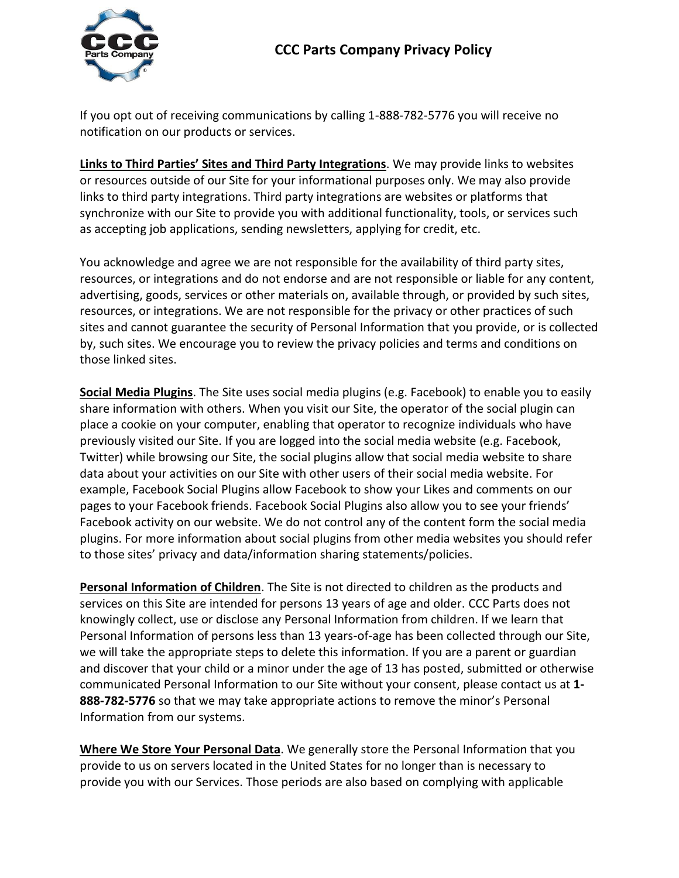If you opt out of receiving communications by calling 1-888-782-5776 you will receive no notification on our products or services.

**Links to Third Parties' Sites and Third Party Integrations**. We may provide links to websites or resources outside of our Site for your informational purposes only. We may also provide links to third party integrations. Third party integrations are websites or platforms that synchronize with our Site to provide you with additional functionality, tools, or services such as accepting job applications, sending newsletters, applying for credit, etc.

You acknowledge and agree we are not responsible for the availability of third party sites, resources, or integrations and do not endorse and are not responsible or liable for any content, advertising, goods, services or other materials on, available through, or provided by such sites, resources, or integrations. We are not responsible for the privacy or other practices of such sites and cannot guarantee the security of Personal Information that you provide, or is collected by, such sites. We encourage you to review the privacy policies and terms and conditions on those linked sites.

**Social Media Plugins**. The Site uses social media plugins (e.g. Facebook) to enable you to easily share information with others. When you visit our Site, the operator of the social plugin can place a cookie on your computer, enabling that operator to recognize individuals who have previously visited our Site. If you are logged into the social media website (e.g. Facebook, Twitter) while browsing our Site, the social plugins allow that social media website to share data about your activities on our Site with other users of their social media website. For example, Facebook Social Plugins allow Facebook to show your Likes and comments on our pages to your Facebook friends. Facebook Social Plugins also allow you to see your friends' Facebook activity on our website. We do not control any of the content form the social media plugins. For more information about social plugins from other media websites you should refer to those sites' privacy and data/information sharing statements/policies.

**Personal Information of Children**. The Site is not directed to children as the products and services on this Site are intended for persons 13 years of age and older. CCC Parts does not knowingly collect, use or disclose any Personal Information from children. If we learn that Personal Information of persons less than 13 years-of-age has been collected through our Site, we will take the appropriate steps to delete this information. If you are a parent or guardian and discover that your child or a minor under the age of 13 has posted, submitted or otherwise communicated Personal Information to our Site without your consent, please contact us at **1-888-782-5776** so that we may take appropriate actions to remove the minor's Personal Information from our systems.

**Where We Store Your Personal Data**. We generally store the Personal Information that you provide to us on servers located in the United States for no longer than is necessary to provide you with our Services. Those periods are also based on complying with applicable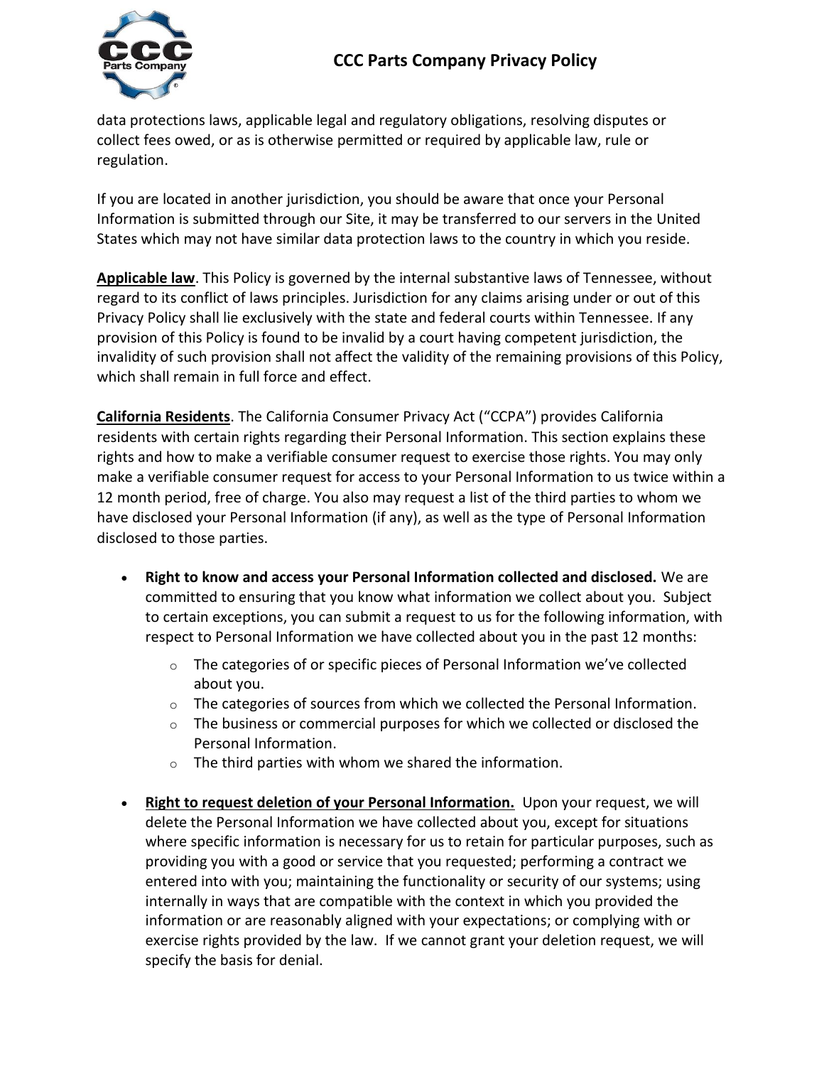data protections laws, applicable legal and regulatory obligations, resolving disputes or collect fees owed, or as is otherwise permitted or required by applicable law, rule or regulation.

If you are located in another jurisdiction, you should be aware that once your Personal Information is submitted through our Site, it may be transferred to our servers in the United States which may not have similar data protection laws to the country in which you reside.

**Applicable law**. This Policy is governed by the internal substantive laws of Tennessee, without regard to its conflict of laws principles. Jurisdiction for any claims arising under or out of this Privacy Policy shall lie exclusively with the state and federal courts within Tennessee. If any provision of this Policy is found to be invalid by a court having competent jurisdiction, the invalidity of such provision shall not affect the validity of the remaining provisions of this Policy, which shall remain in full force and effect.

**California Residents**. The California Consumer Privacy Act ("CCPA") provides California residents with certain rights regarding their Personal Information. This section explains these rights and how to make a verifiable consumer request to exercise those rights. You may only make a verifiable consumer request for access to your Personal Information to us twice within a 12 month period, free of charge. You also may request a list of the third parties to whom we have disclosed your Personal Information (if any), as well as the type of Personal Information disclosed to those parties.

- **Right to know and access your Personal Information collected and disclosed.** We are committed to ensuring that you know what information we collect about you. Subject to certain exceptions, you can submit a request to us for the following information, with respect to Personal Information we have collected about you in the past 12 months:
  - The categories of or specific pieces of Personal Information we've collected about you.
  - The categories of sources from which we collected the Personal Information.
  - The business or commercial purposes for which we collected or disclosed the Personal Information.
  - The third parties with whom we shared the information.
- **Right to request deletion of your Personal Information.** Upon your request, we will delete the Personal Information we have collected about you, except for situations where specific information is necessary for us to retain for particular purposes, such as providing you with a good or service that you requested; performing a contract we entered into with you; maintaining the functionality or security of our systems; using internally in ways that are compatible with the context in which you provided the information or are reasonably aligned with your expectations; or complying with or exercise rights provided by the law. If we cannot grant your deletion request, we will specify the basis for denial.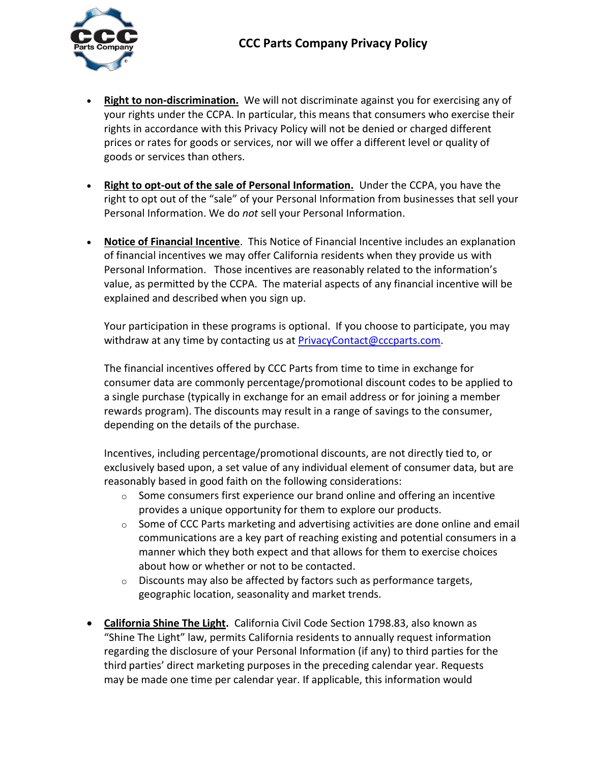- **Right to non-discrimination.** We will not discriminate against you for exercising any of your rights under the CCPA. In particular, this means that consumers who exercise their rights in accordance with this Privacy Policy will not be denied or charged different prices or rates for goods or services, nor will we offer a different level or quality of goods or services than others.

- **Right to opt-out of the sale of Personal Information.** Under the CCPA, you have the right to opt out of the "sale" of your Personal Information from businesses that sell your Personal Information. We do *not* sell your Personal Information.

- **Notice of Financial Incentive**. This Notice of Financial Incentive includes an explanation of financial incentives we may offer California residents when they provide us with Personal Information. Those incentives are reasonably related to the information's value, as permitted by the CCPA. The material aspects of any financial incentive will be explained and described when you sign up.

  Your participation in these programs is optional. If you choose to participate, you may withdraw at any time by contacting us at [PrivacyContact@cccparts.com](mailto:PrivacyContact@cccparts.com).

  The financial incentives offered by CCC Parts from time to time in exchange for consumer data are commonly percentage/promotional discount codes to be applied to a single purchase (typically in exchange for an email address or for joining a member rewards program). The discounts may result in a range of savings to the consumer, depending on the details of the purchase.

  Incentives, including percentage/promotional discounts, are not directly tied to, or exclusively based upon, a set value of any individual element of consumer data, but are reasonably based in good faith on the following considerations:
  - Some consumers first experience our brand online and offering an incentive provides a unique opportunity for them to explore our products.
  - Some of CCC Parts marketing and advertising activities are done online and email communications are a key part of reaching existing and potential consumers in a manner which they both expect and that allows for them to exercise choices about how or whether or not to be contacted.
  - Discounts may also be affected by factors such as performance targets, geographic location, seasonality and market trends.

- **California Shine The Light.** California Civil Code Section 1798.83, also known as "Shine The Light" law, permits California residents to annually request information regarding the disclosure of your Personal Information (if any) to third parties for the third parties' direct marketing purposes in the preceding calendar year. Requests may be made one time per calendar year. If applicable, this information would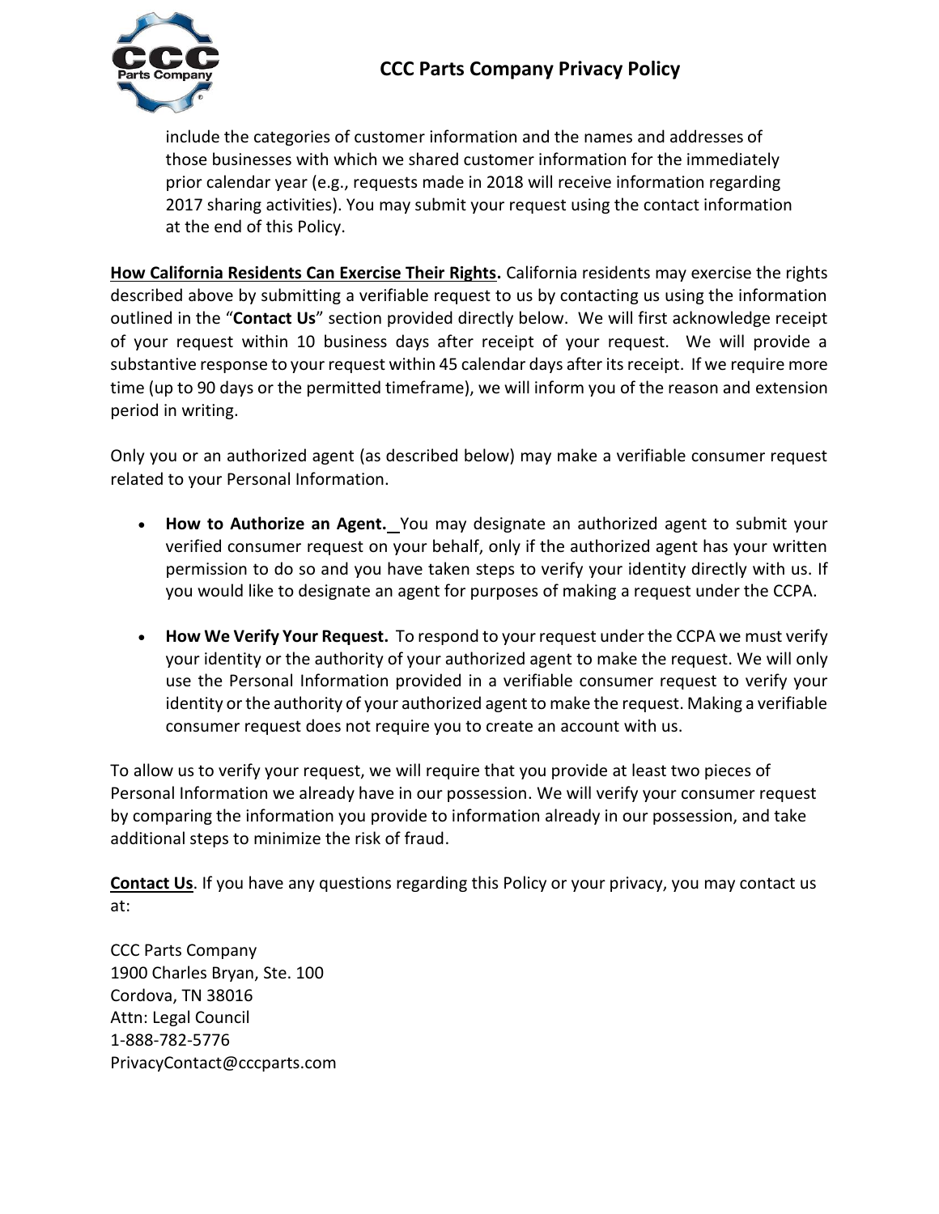include the categories of customer information and the names and addresses of those businesses with which we shared customer information for the immediately prior calendar year (e.g., requests made in 2018 will receive information regarding 2017 sharing activities). You may submit your request using the contact information at the end of this Policy.

**How California Residents Can Exercise Their Rights.** California residents may exercise the rights described above by submitting a verifiable request to us by contacting us using the information outlined in the "**Contact Us**" section provided directly below. We will first acknowledge receipt of your request within 10 business days after receipt of your request. We will provide a substantive response to your request within 45 calendar days after its receipt. If we require more time (up to 90 days or the permitted timeframe), we will inform you of the reason and extension period in writing.

Only you or an authorized agent (as described below) may make a verifiable consumer request related to your Personal Information.

- **How to Authorize an Agent.** You may designate an authorized agent to submit your verified consumer request on your behalf, only if the authorized agent has your written permission to do so and you have taken steps to verify your identity directly with us. If you would like to designate an agent for purposes of making a request under the CCPA.
- **How We Verify Your Request.** To respond to your request under the CCPA we must verify your identity or the authority of your authorized agent to make the request. We will only use the Personal Information provided in a verifiable consumer request to verify your identity or the authority of your authorized agent to make the request. Making a verifiable consumer request does not require you to create an account with us.

To allow us to verify your request, we will require that you provide at least two pieces of Personal Information we already have in our possession. We will verify your consumer request by comparing the information you provide to information already in our possession, and take additional steps to minimize the risk of fraud.

**Contact Us**. If you have any questions regarding this Policy or your privacy, you may contact us at:

CCC Parts Company
1900 Charles Bryan, Ste. 100
Cordova, TN 38016
Attn: Legal Council
1-888-782-5776
PrivacyContact@cccparts.com